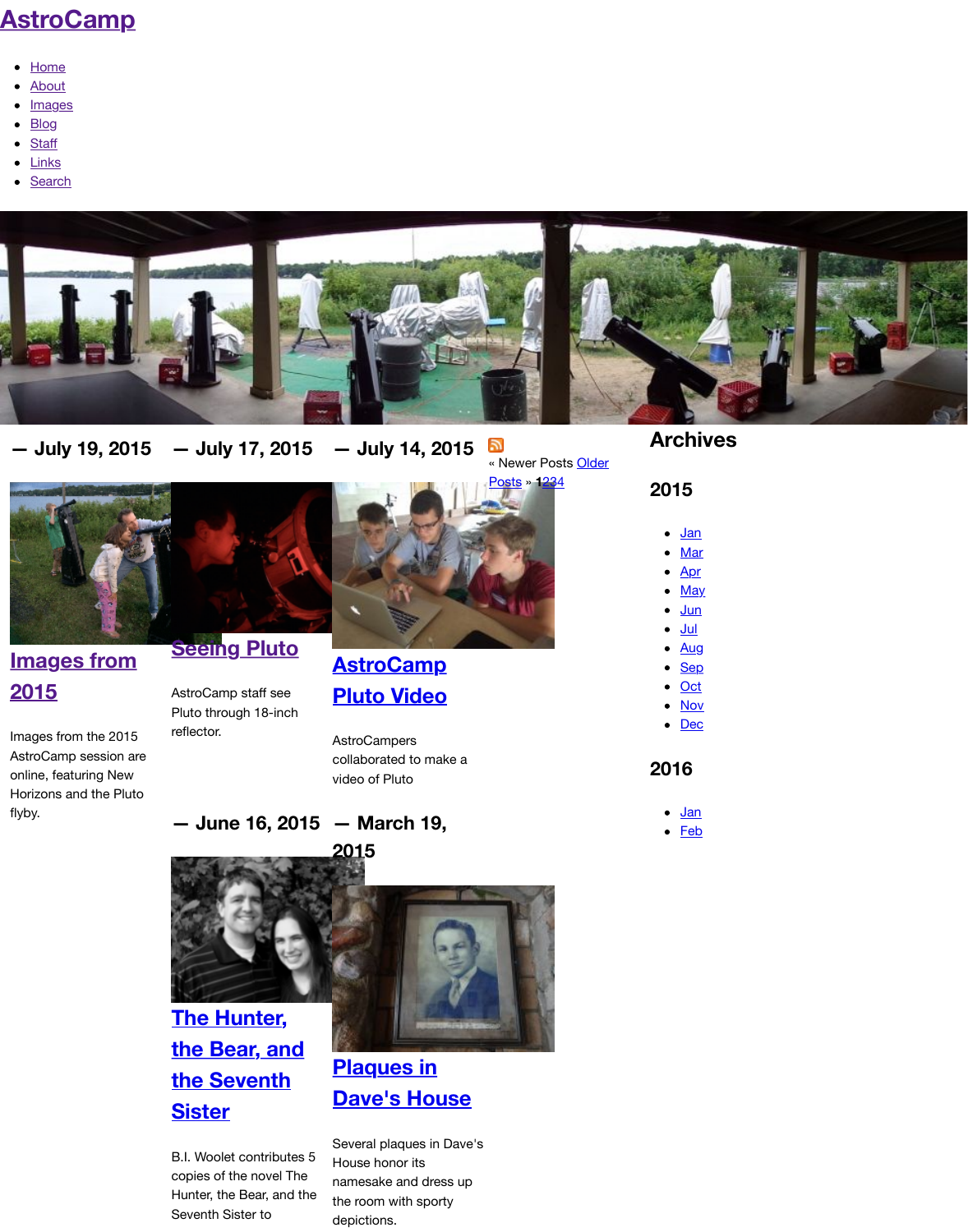# AstroCamp

- Home
- About
- Images
- Blog
- Staff
- Links
- Search

— July 19, 2015

## Images from 2015

Images from the 2015 AstroCamp session are online, featuring New Horizons and the Pluto flyby.

— July 17, 2015

## Seeing Pluto

AstroCamp staff see Pluto through 18-inch reflector.

— July 14, 2015

## AstroCamp Pluto Video

AstroCampers collaborated to make a video of Pluto

— June 16, 2015

## The Hunter, the Bear, and the Seventh Sister

B.I. Woolet contributes 5 copies of the novel The Hunter, the Bear, and the Seventh Sister to

— March 19, 2015

## Plaques in Dave's House

Several plaques in Dave's House honor its namesake and dress up the room with sporty depictions.

« Newer Posts Older Posts » 1234

## Archives

### 2015

- Jan
- Mar
- Apr
- May
- Jun
- Jul
- Aug
- Sep
- Oct
- Nov
- Dec

### 2016

- Jan
- Feb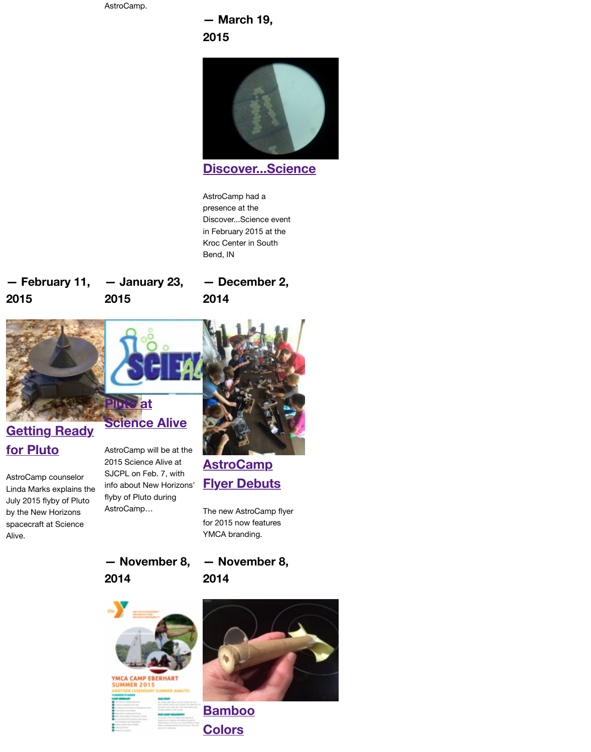AstroCamp.

— March 19, 2015

## Discover...Science

AstroCamp had a presence at the Discover...Science event in February 2015 at the Kroc Center in South Bend, IN

— February 11, 2015

## Getting Ready for Pluto

AstroCamp counselor Linda Marks explains the July 2015 flyby of Pluto by the New Horizons spacecraft at Science Alive.

— January 23, 2015

## Pluto at Science Alive

AstroCamp will be at the 2015 Science Alive at SJCPL on Feb. 7, with info about New Horizons' flyby of Pluto during AstroCamp…

— December 2, 2014

## AstroCamp Flyer Debuts

The new AstroCamp flyer for 2015 now features YMCA branding.

— November 8, 2014

— November 8, 2014

## Bamboo Colors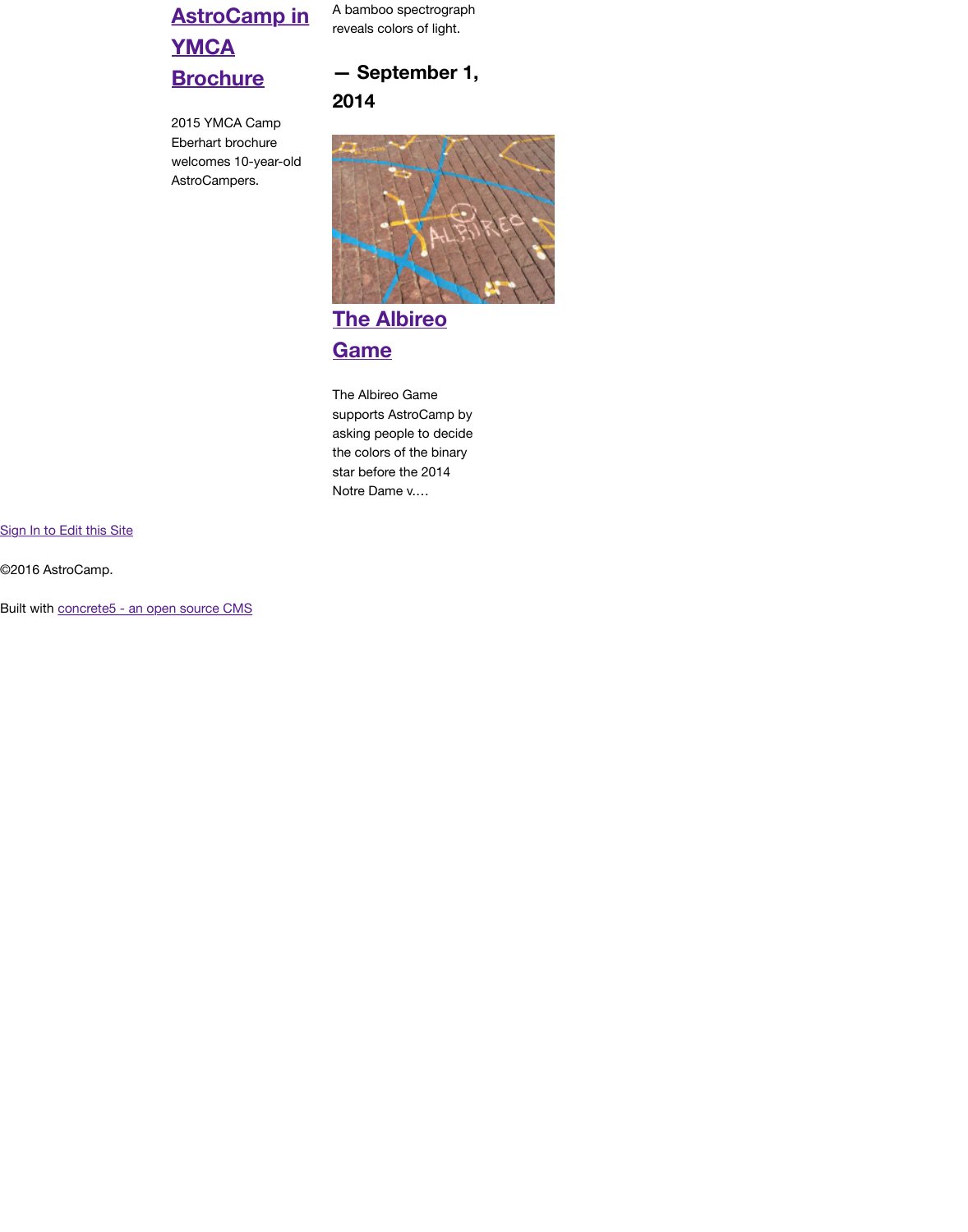## AstroCamp in YMCA Brochure

2015 YMCA Camp Eberhart brochure welcomes 10-year-old AstroCampers.

A bamboo spectrograph reveals colors of light.

### — September 1, 2014

## The Albireo Game

The Albireo Game supports AstroCamp by asking people to decide the colors of the binary star before the 2014 Notre Dame v.…

Sign In to Edit this Site

©2016 AstroCamp.

Built with concrete5 - an open source CMS